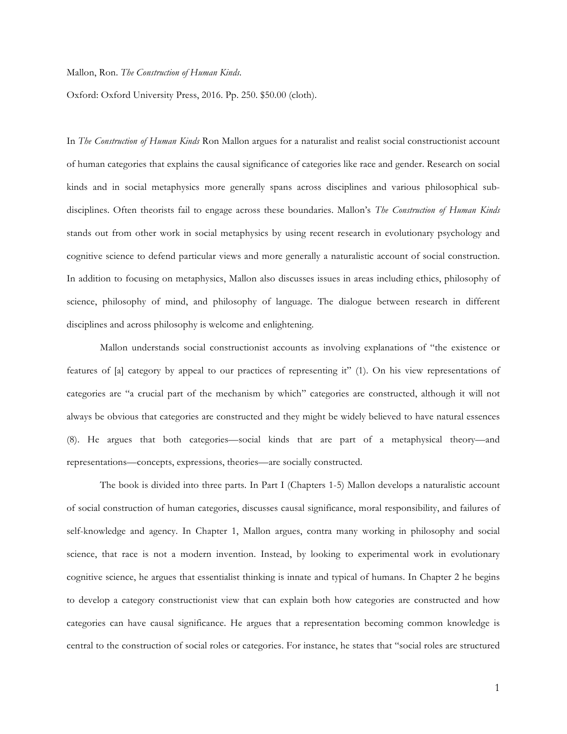Mallon, Ron. *The Construction of Human Kinds.*

Oxford: Oxford University Press, 2016. Pp. 250. $50.00 (cloth).

In *The Construction of Human Kinds* Ron Mallon argues for a naturalist and realist social constructionist account of human categories that explains the causal significance of categories like race and gender. Research on social kinds and in social metaphysics more generally spans across disciplines and various philosophical sub-disciplines. Often theorists fail to engage across these boundaries. Mallon's *The Construction of Human Kinds* stands out from other work in social metaphysics by using recent research in evolutionary psychology and cognitive science to defend particular views and more generally a naturalistic account of social construction. In addition to focusing on metaphysics, Mallon also discusses issues in areas including ethics, philosophy of science, philosophy of mind, and philosophy of language. The dialogue between research in different disciplines and across philosophy is welcome and enlightening.

Mallon understands social constructionist accounts as involving explanations of "the existence or features of [a] category by appeal to our practices of representing it" (1). On his view representations of categories are "a crucial part of the mechanism by which" categories are constructed, although it will not always be obvious that categories are constructed and they might be widely believed to have natural essences (8). He argues that both categories—social kinds that are part of a metaphysical theory—and representations—concepts, expressions, theories—are socially constructed.

The book is divided into three parts. In Part I (Chapters 1-5) Mallon develops a naturalistic account of social construction of human categories, discusses causal significance, moral responsibility, and failures of self-knowledge and agency. In Chapter 1, Mallon argues, contra many working in philosophy and social science, that race is not a modern invention. Instead, by looking to experimental work in evolutionary cognitive science, he argues that essentialist thinking is innate and typical of humans. In Chapter 2 he begins to develop a category constructionist view that can explain both how categories are constructed and how categories can have causal significance. He argues that a representation becoming common knowledge is central to the construction of social roles or categories. For instance, he states that "social roles are structured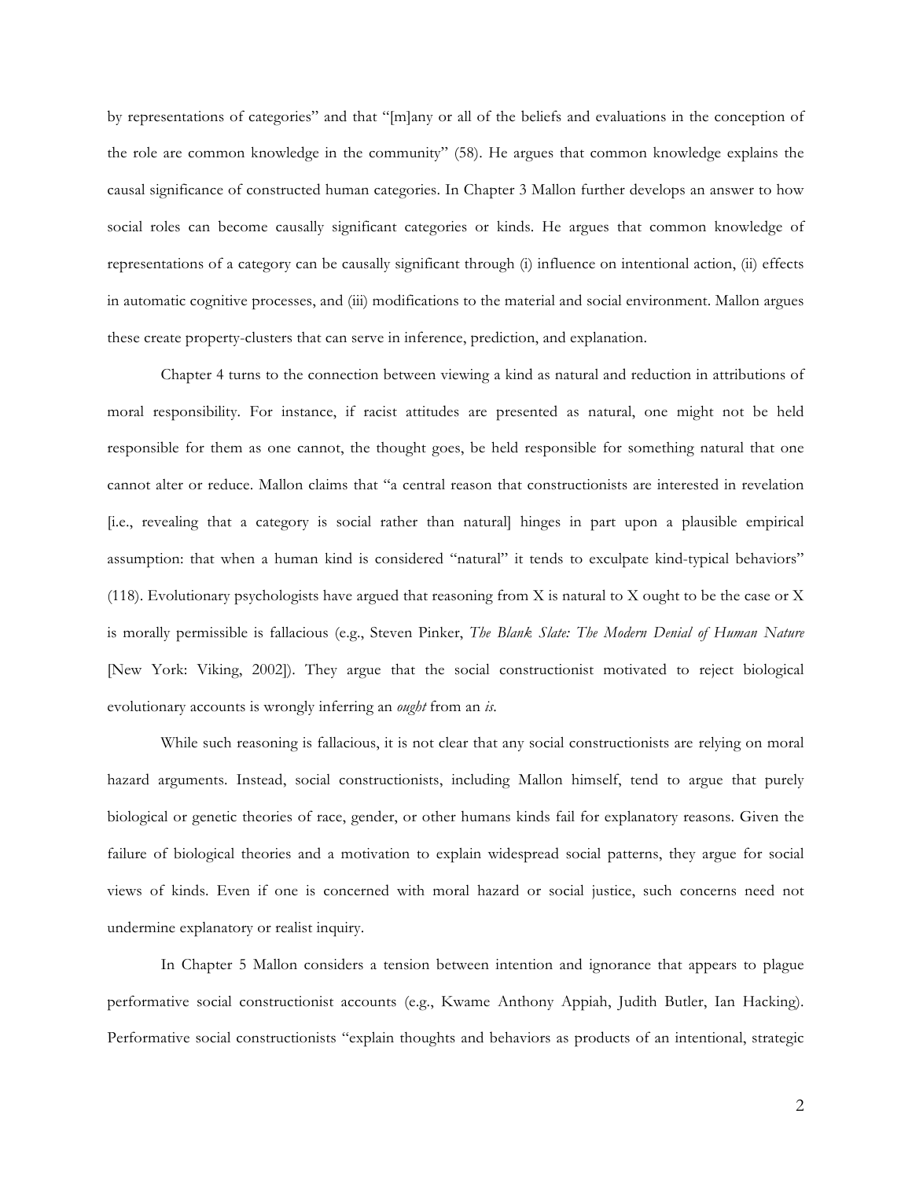by representations of categories" and that "[m]any or all of the beliefs and evaluations in the conception of the role are common knowledge in the community" (58). He argues that common knowledge explains the causal significance of constructed human categories. In Chapter 3 Mallon further develops an answer to how social roles can become causally significant categories or kinds. He argues that common knowledge of representations of a category can be causally significant through (i) influence on intentional action, (ii) effects in automatic cognitive processes, and (iii) modifications to the material and social environment. Mallon argues these create property-clusters that can serve in inference, prediction, and explanation.

Chapter 4 turns to the connection between viewing a kind as natural and reduction in attributions of moral responsibility. For instance, if racist attitudes are presented as natural, one might not be held responsible for them as one cannot, the thought goes, be held responsible for something natural that one cannot alter or reduce. Mallon claims that "a central reason that constructionists are interested in revelation [i.e., revealing that a category is social rather than natural] hinges in part upon a plausible empirical assumption: that when a human kind is considered "natural" it tends to exculpate kind-typical behaviors" (118). Evolutionary psychologists have argued that reasoning from X is natural to X ought to be the case or X is morally permissible is fallacious (e.g., Steven Pinker, *The Blank Slate: The Modern Denial of Human Nature* [New York: Viking, 2002]). They argue that the social constructionist motivated to reject biological evolutionary accounts is wrongly inferring an *ought* from an *is*.

While such reasoning is fallacious, it is not clear that any social constructionists are relying on moral hazard arguments. Instead, social constructionists, including Mallon himself, tend to argue that purely biological or genetic theories of race, gender, or other humans kinds fail for explanatory reasons. Given the failure of biological theories and a motivation to explain widespread social patterns, they argue for social views of kinds. Even if one is concerned with moral hazard or social justice, such concerns need not undermine explanatory or realist inquiry.

In Chapter 5 Mallon considers a tension between intention and ignorance that appears to plague performative social constructionist accounts (e.g., Kwame Anthony Appiah, Judith Butler, Ian Hacking). Performative social constructionists "explain thoughts and behaviors as products of an intentional, strategic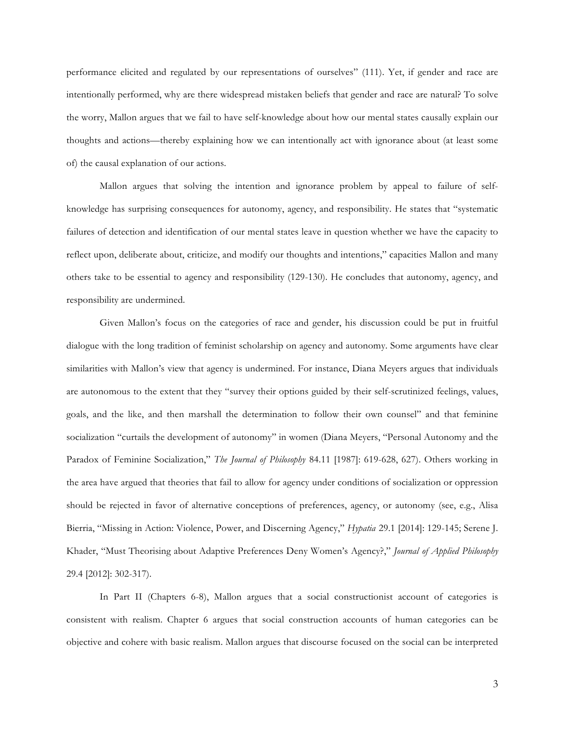performance elicited and regulated by our representations of ourselves" (111). Yet, if gender and race are intentionally performed, why are there widespread mistaken beliefs that gender and race are natural? To solve the worry, Mallon argues that we fail to have self-knowledge about how our mental states causally explain our thoughts and actions—thereby explaining how we can intentionally act with ignorance about (at least some of) the causal explanation of our actions.

Mallon argues that solving the intention and ignorance problem by appeal to failure of self-knowledge has surprising consequences for autonomy, agency, and responsibility. He states that "systematic failures of detection and identification of our mental states leave in question whether we have the capacity to reflect upon, deliberate about, criticize, and modify our thoughts and intentions," capacities Mallon and many others take to be essential to agency and responsibility (129-130). He concludes that autonomy, agency, and responsibility are undermined.

Given Mallon's focus on the categories of race and gender, his discussion could be put in fruitful dialogue with the long tradition of feminist scholarship on agency and autonomy. Some arguments have clear similarities with Mallon's view that agency is undermined. For instance, Diana Meyers argues that individuals are autonomous to the extent that they "survey their options guided by their self-scrutinized feelings, values, goals, and the like, and then marshall the determination to follow their own counsel" and that feminine socialization "curtails the development of autonomy" in women (Diana Meyers, "Personal Autonomy and the Paradox of Feminine Socialization," *The Journal of Philosophy* 84.11 [1987]: 619-628, 627). Others working in the area have argued that theories that fail to allow for agency under conditions of socialization or oppression should be rejected in favor of alternative conceptions of preferences, agency, or autonomy (see, e.g., Alisa Bierria, "Missing in Action: Violence, Power, and Discerning Agency," *Hypatia* 29.1 [2014]: 129-145; Serene J. Khader, "Must Theorising about Adaptive Preferences Deny Women's Agency?," *Journal of Applied Philosophy* 29.4 [2012]: 302-317).

In Part II (Chapters 6-8), Mallon argues that a social constructionist account of categories is consistent with realism. Chapter 6 argues that social construction accounts of human categories can be objective and cohere with basic realism. Mallon argues that discourse focused on the social can be interpreted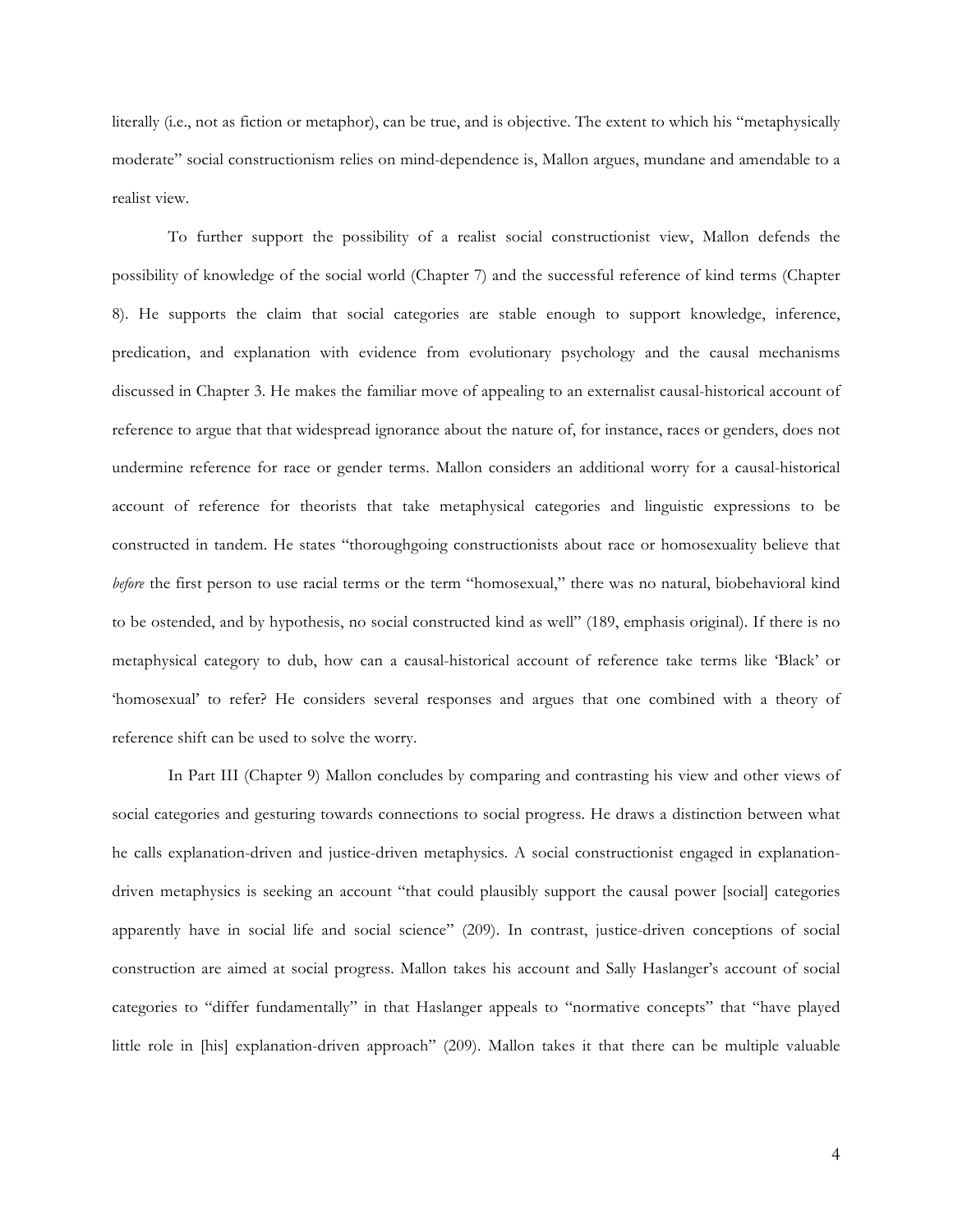literally (i.e., not as fiction or metaphor), can be true, and is objective. The extent to which his "metaphysically moderate" social constructionism relies on mind-dependence is, Mallon argues, mundane and amendable to a realist view.

To further support the possibility of a realist social constructionist view, Mallon defends the possibility of knowledge of the social world (Chapter 7) and the successful reference of kind terms (Chapter 8). He supports the claim that social categories are stable enough to support knowledge, inference, predication, and explanation with evidence from evolutionary psychology and the causal mechanisms discussed in Chapter 3. He makes the familiar move of appealing to an externalist causal-historical account of reference to argue that that widespread ignorance about the nature of, for instance, races or genders, does not undermine reference for race or gender terms. Mallon considers an additional worry for a causal-historical account of reference for theorists that take metaphysical categories and linguistic expressions to be constructed in tandem. He states "thoroughgoing constructionists about race or homosexuality believe that *before* the first person to use racial terms or the term "homosexual," there was no natural, biobehavioral kind to be ostended, and by hypothesis, no social constructed kind as well" (189, emphasis original). If there is no metaphysical category to dub, how can a causal-historical account of reference take terms like 'Black' or 'homosexual' to refer? He considers several responses and argues that one combined with a theory of reference shift can be used to solve the worry.

In Part III (Chapter 9) Mallon concludes by comparing and contrasting his view and other views of social categories and gesturing towards connections to social progress. He draws a distinction between what he calls explanation-driven and justice-driven metaphysics. A social constructionist engaged in explanation-driven metaphysics is seeking an account "that could plausibly support the causal power [social] categories apparently have in social life and social science" (209). In contrast, justice-driven conceptions of social construction are aimed at social progress. Mallon takes his account and Sally Haslanger's account of social categories to "differ fundamentally" in that Haslanger appeals to "normative concepts" that "have played little role in [his] explanation-driven approach" (209). Mallon takes it that there can be multiple valuable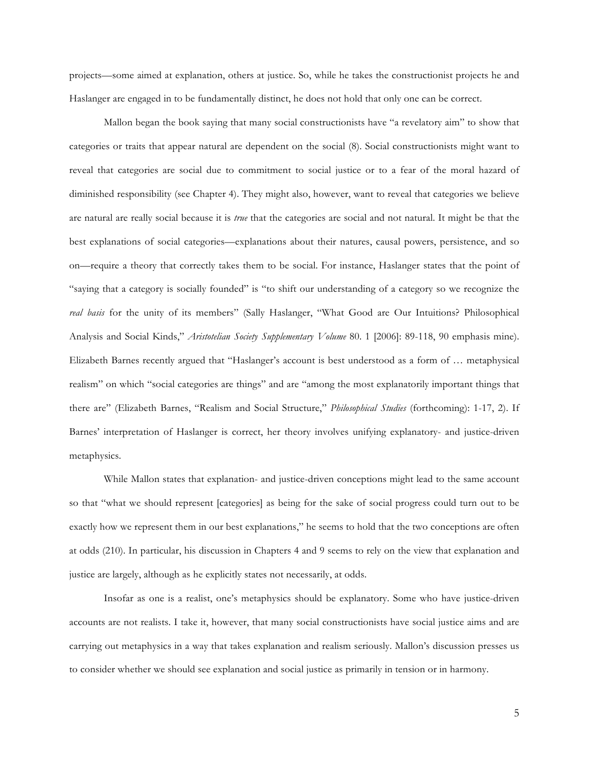projects—some aimed at explanation, others at justice. So, while he takes the constructionist projects he and Haslanger are engaged in to be fundamentally distinct, he does not hold that only one can be correct.

Mallon began the book saying that many social constructionists have "a revelatory aim" to show that categories or traits that appear natural are dependent on the social (8). Social constructionists might want to reveal that categories are social due to commitment to social justice or to a fear of the moral hazard of diminished responsibility (see Chapter 4). They might also, however, want to reveal that categories we believe are natural are really social because it is *true* that the categories are social and not natural. It might be that the best explanations of social categories—explanations about their natures, causal powers, persistence, and so on—require a theory that correctly takes them to be social. For instance, Haslanger states that the point of "saying that a category is socially founded" is "to shift our understanding of a category so we recognize the *real basis* for the unity of its members" (Sally Haslanger, "What Good are Our Intuitions? Philosophical Analysis and Social Kinds," *Aristotelian Society Supplementary Volume* 80. 1 [2006]: 89-118, 90 emphasis mine). Elizabeth Barnes recently argued that "Haslanger's account is best understood as a form of … metaphysical realism" on which "social categories are things" and are "among the most explanatorily important things that there are" (Elizabeth Barnes, "Realism and Social Structure," *Philosophical Studies* (forthcoming): 1-17, 2). If Barnes' interpretation of Haslanger is correct, her theory involves unifying explanatory- and justice-driven metaphysics.

While Mallon states that explanation- and justice-driven conceptions might lead to the same account so that "what we should represent [categories] as being for the sake of social progress could turn out to be exactly how we represent them in our best explanations," he seems to hold that the two conceptions are often at odds (210). In particular, his discussion in Chapters 4 and 9 seems to rely on the view that explanation and justice are largely, although as he explicitly states not necessarily, at odds.

Insofar as one is a realist, one's metaphysics should be explanatory. Some who have justice-driven accounts are not realists. I take it, however, that many social constructionists have social justice aims and are carrying out metaphysics in a way that takes explanation and realism seriously. Mallon's discussion presses us to consider whether we should see explanation and social justice as primarily in tension or in harmony.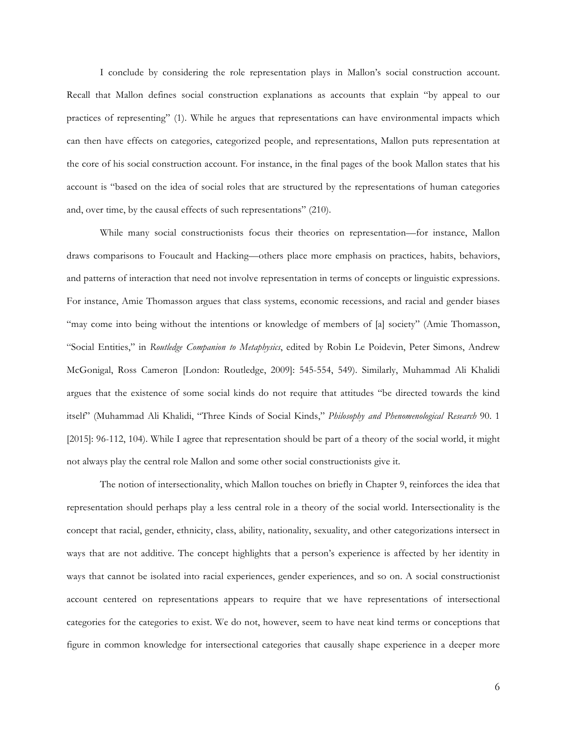I conclude by considering the role representation plays in Mallon's social construction account. Recall that Mallon defines social construction explanations as accounts that explain "by appeal to our practices of representing" (1). While he argues that representations can have environmental impacts which can then have effects on categories, categorized people, and representations, Mallon puts representation at the core of his social construction account. For instance, in the final pages of the book Mallon states that his account is "based on the idea of social roles that are structured by the representations of human categories and, over time, by the causal effects of such representations" (210).

While many social constructionists focus their theories on representation—for instance, Mallon draws comparisons to Foucault and Hacking—others place more emphasis on practices, habits, behaviors, and patterns of interaction that need not involve representation in terms of concepts or linguistic expressions. For instance, Amie Thomasson argues that class systems, economic recessions, and racial and gender biases "may come into being without the intentions or knowledge of members of [a] society" (Amie Thomasson, "Social Entities," in *Routledge Companion to Metaphysics*, edited by Robin Le Poidevin, Peter Simons, Andrew McGonigal, Ross Cameron [London: Routledge, 2009]: 545-554, 549). Similarly, Muhammad Ali Khalidi argues that the existence of some social kinds do not require that attitudes "be directed towards the kind itself" (Muhammad Ali Khalidi, "Three Kinds of Social Kinds," *Philosophy and Phenomenological Research* 90. 1 [2015]: 96-112, 104). While I agree that representation should be part of a theory of the social world, it might not always play the central role Mallon and some other social constructionists give it.

The notion of intersectionality, which Mallon touches on briefly in Chapter 9, reinforces the idea that representation should perhaps play a less central role in a theory of the social world. Intersectionality is the concept that racial, gender, ethnicity, class, ability, nationality, sexuality, and other categorizations intersect in ways that are not additive. The concept highlights that a person's experience is affected by her identity in ways that cannot be isolated into racial experiences, gender experiences, and so on. A social constructionist account centered on representations appears to require that we have representations of intersectional categories for the categories to exist. We do not, however, seem to have neat kind terms or conceptions that figure in common knowledge for intersectional categories that causally shape experience in a deeper more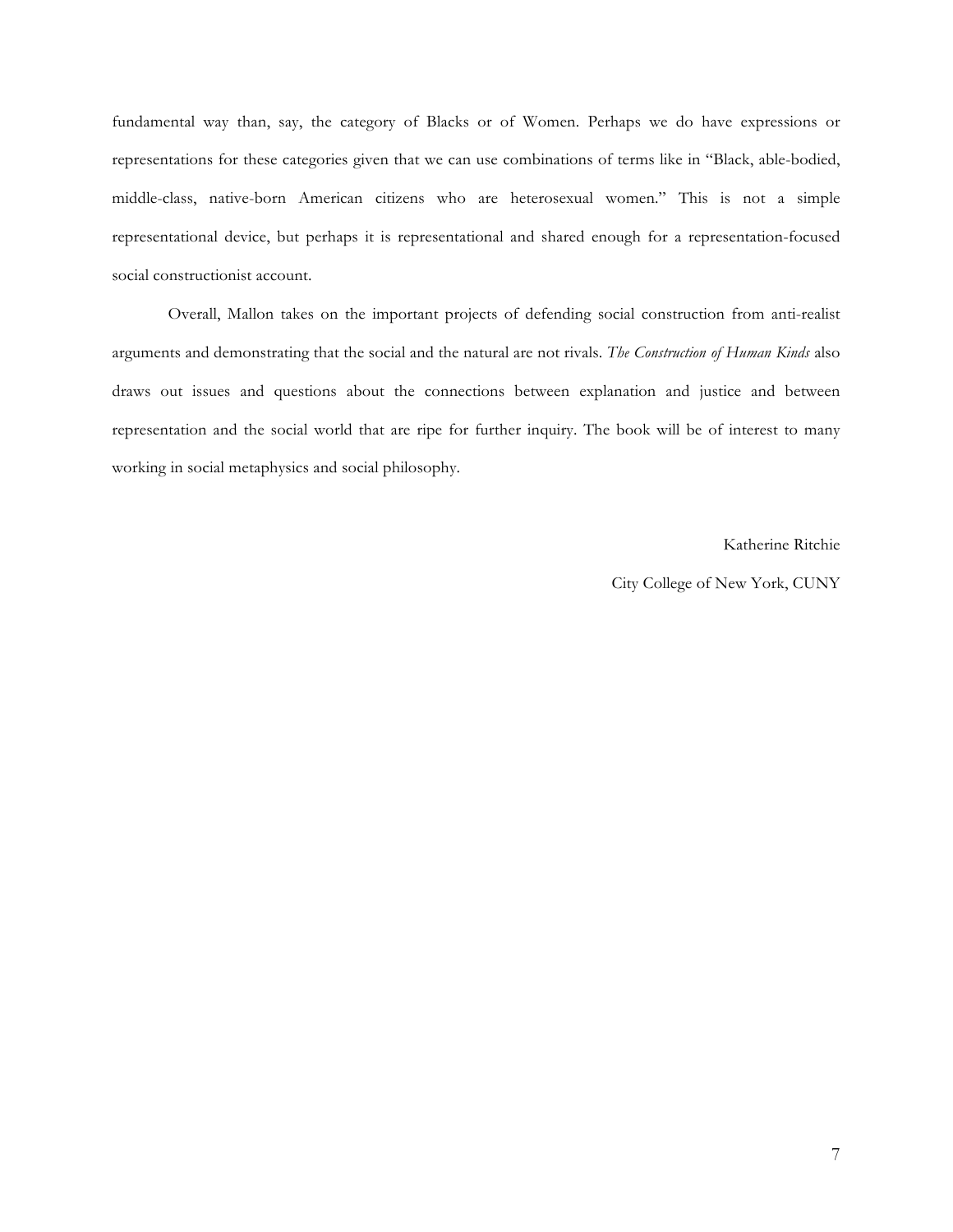fundamental way than, say, the category of Blacks or of Women. Perhaps we do have expressions or representations for these categories given that we can use combinations of terms like in "Black, able-bodied, middle-class, native-born American citizens who are heterosexual women." This is not a simple representational device, but perhaps it is representational and shared enough for a representation-focused social constructionist account.

Overall, Mallon takes on the important projects of defending social construction from anti-realist arguments and demonstrating that the social and the natural are not rivals. *The Construction of Human Kinds* also draws out issues and questions about the connections between explanation and justice and between representation and the social world that are ripe for further inquiry. The book will be of interest to many working in social metaphysics and social philosophy.

Katherine Ritchie

City College of New York, CUNY